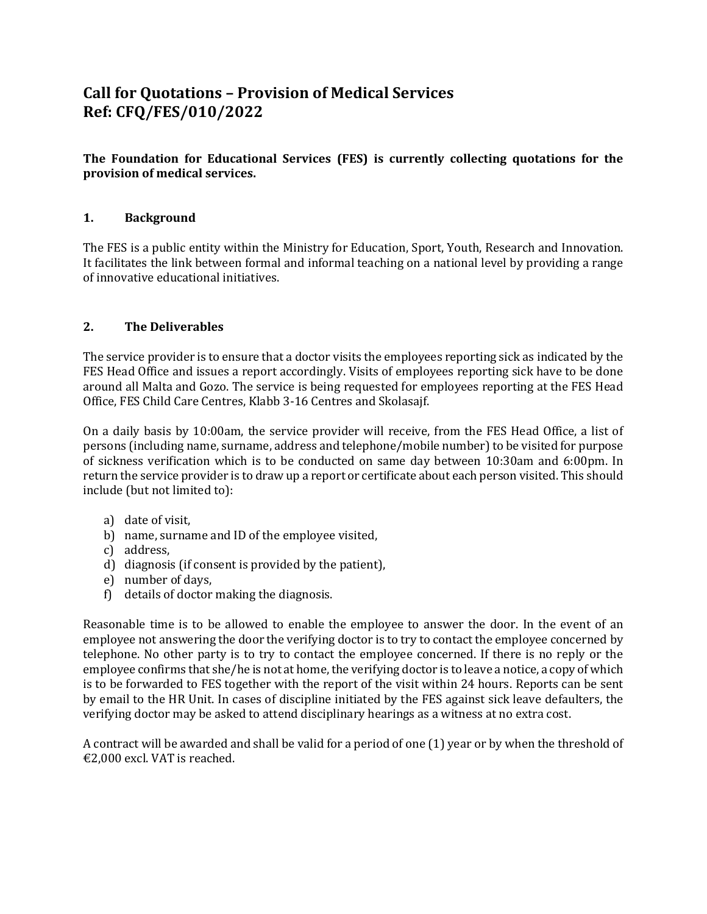# Call for Quotations – Provision of Medical Services
# Ref: CFQ/FES/010/2022

**The Foundation for Educational Services (FES) is currently collecting quotations for the provision of medical services.**

## 1. Background

The FES is a public entity within the Ministry for Education, Sport, Youth, Research and Innovation. It facilitates the link between formal and informal teaching on a national level by providing a range of innovative educational initiatives.

## 2. The Deliverables

The service provider is to ensure that a doctor visits the employees reporting sick as indicated by the FES Head Office and issues a report accordingly. Visits of employees reporting sick have to be done around all Malta and Gozo. The service is being requested for employees reporting at the FES Head Office, FES Child Care Centres, Klabb 3-16 Centres and Skolasajf.

On a daily basis by 10:00am, the service provider will receive, from the FES Head Office, a list of persons (including name, surname, address and telephone/mobile number) to be visited for purpose of sickness verification which is to be conducted on same day between 10:30am and 6:00pm. In return the service provider is to draw up a report or certificate about each person visited. This should include (but not limited to):

a) date of visit,
b) name, surname and ID of the employee visited,
c) address,
d) diagnosis (if consent is provided by the patient),
e) number of days,
f) details of doctor making the diagnosis.

Reasonable time is to be allowed to enable the employee to answer the door. In the event of an employee not answering the door the verifying doctor is to try to contact the employee concerned by telephone. No other party is to try to contact the employee concerned. If there is no reply or the employee confirms that she/he is not at home, the verifying doctor is to leave a notice, a copy of which is to be forwarded to FES together with the report of the visit within 24 hours. Reports can be sent by email to the HR Unit. In cases of discipline initiated by the FES against sick leave defaulters, the verifying doctor may be asked to attend disciplinary hearings as a witness at no extra cost.

A contract will be awarded and shall be valid for a period of one (1) year or by when the threshold of €2,000 excl. VAT is reached.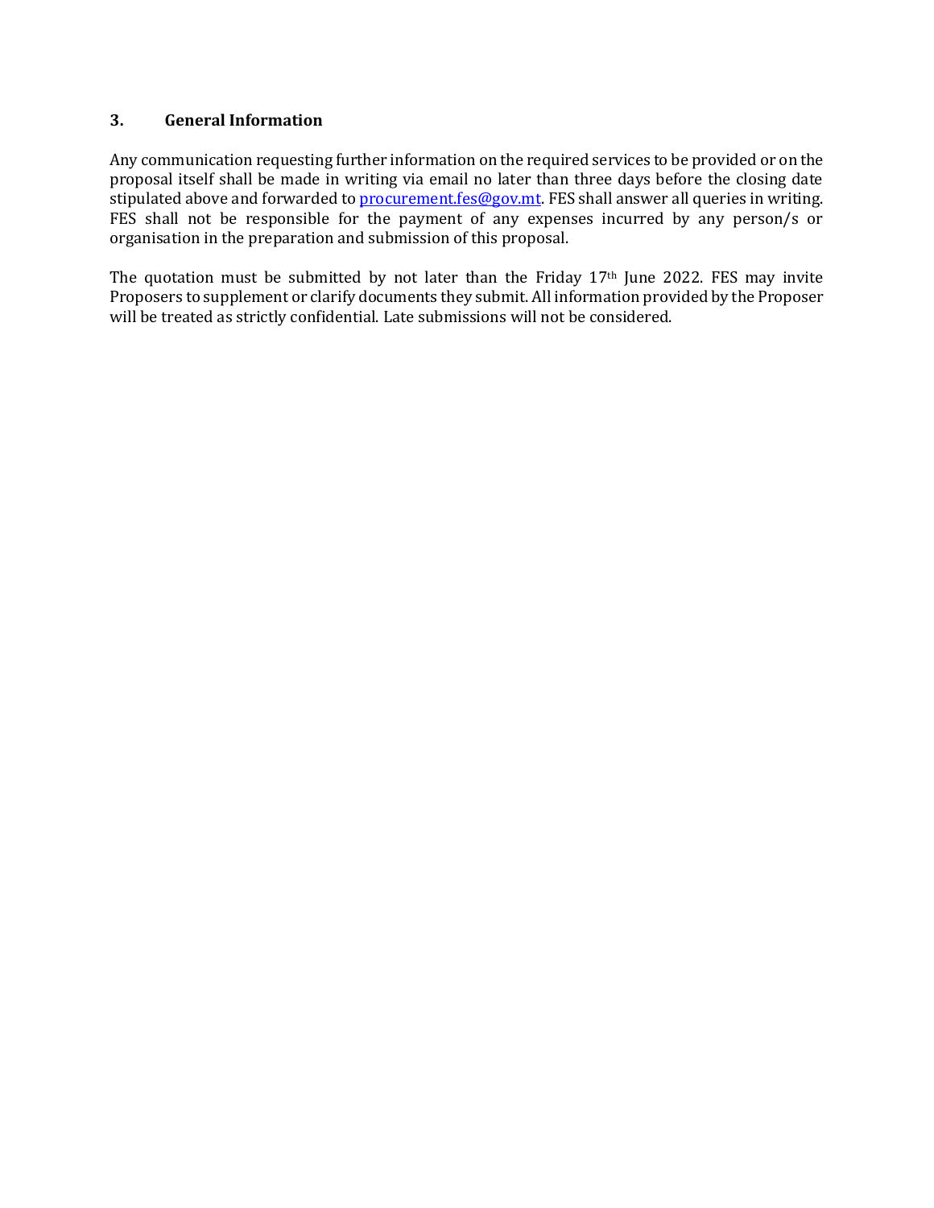## 3. General Information

Any communication requesting further information on the required services to be provided or on the proposal itself shall be made in writing via email no later than three days before the closing date stipulated above and forwarded to procurement.fes@gov.mt. FES shall answer all queries in writing. FES shall not be responsible for the payment of any expenses incurred by any person/s or organisation in the preparation and submission of this proposal.

The quotation must be submitted by not later than the Friday 17th June 2022. FES may invite Proposers to supplement or clarify documents they submit. All information provided by the Proposer will be treated as strictly confidential. Late submissions will not be considered.